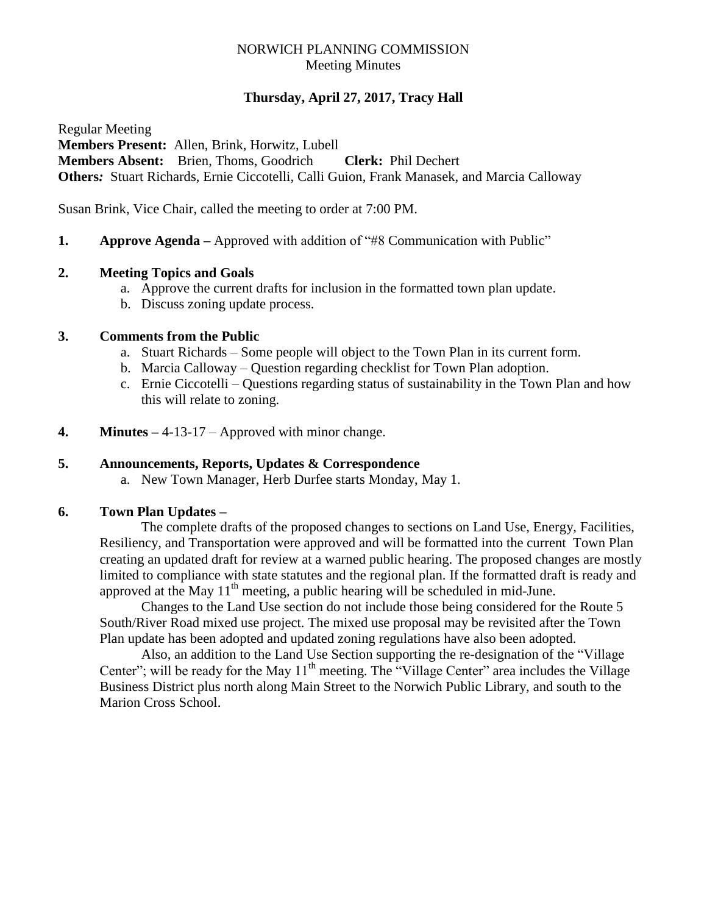NORWICH PLANNING COMMISSION

Meeting Minutes

**Thursday, April 27, 2017, Tracy Hall**

Regular Meeting

**Members Present:** Allen, Brink, Horwitz, Lubell

**Members Absent:** Brien, Thoms, Goodrich **Clerk:** Phil Dechert

***Others:*** Stuart Richards, Ernie Ciccotelli, Calli Guion, Frank Manasek, and Marcia Calloway

Susan Brink, Vice Chair, called the meeting to order at 7:00 PM.

**1. Approve Agenda –** Approved with addition of "#8 Communication with Public"

**2. Meeting Topics and Goals**

a. Approve the current drafts for inclusion in the formatted town plan update.

b. Discuss zoning update process.

**3. Comments from the Public**

a. Stuart Richards – Some people will object to the Town Plan in its current form.

b. Marcia Calloway – Question regarding checklist for Town Plan adoption.

c. Ernie Ciccotelli – Questions regarding status of sustainability in the Town Plan and how this will relate to zoning.

**4. Minutes –** 4-13-17 – Approved with minor change.

**5. Announcements, Reports, Updates & Correspondence**

a. New Town Manager, Herb Durfee starts Monday, May 1.

**6. Town Plan Updates –**

The complete drafts of the proposed changes to sections on Land Use, Energy, Facilities, Resiliency, and Transportation were approved and will be formatted into the current Town Plan creating an updated draft for review at a warned public hearing. The proposed changes are mostly limited to compliance with state statutes and the regional plan. If the formatted draft is ready and approved at the May 11th meeting, a public hearing will be scheduled in mid-June.

Changes to the Land Use section do not include those being considered for the Route 5 South/River Road mixed use project. The mixed use proposal may be revisited after the Town Plan update has been adopted and updated zoning regulations have also been adopted.

Also, an addition to the Land Use Section supporting the re-designation of the "Village Center"; will be ready for the May 11th meeting. The "Village Center" area includes the Village Business District plus north along Main Street to the Norwich Public Library, and south to the Marion Cross School.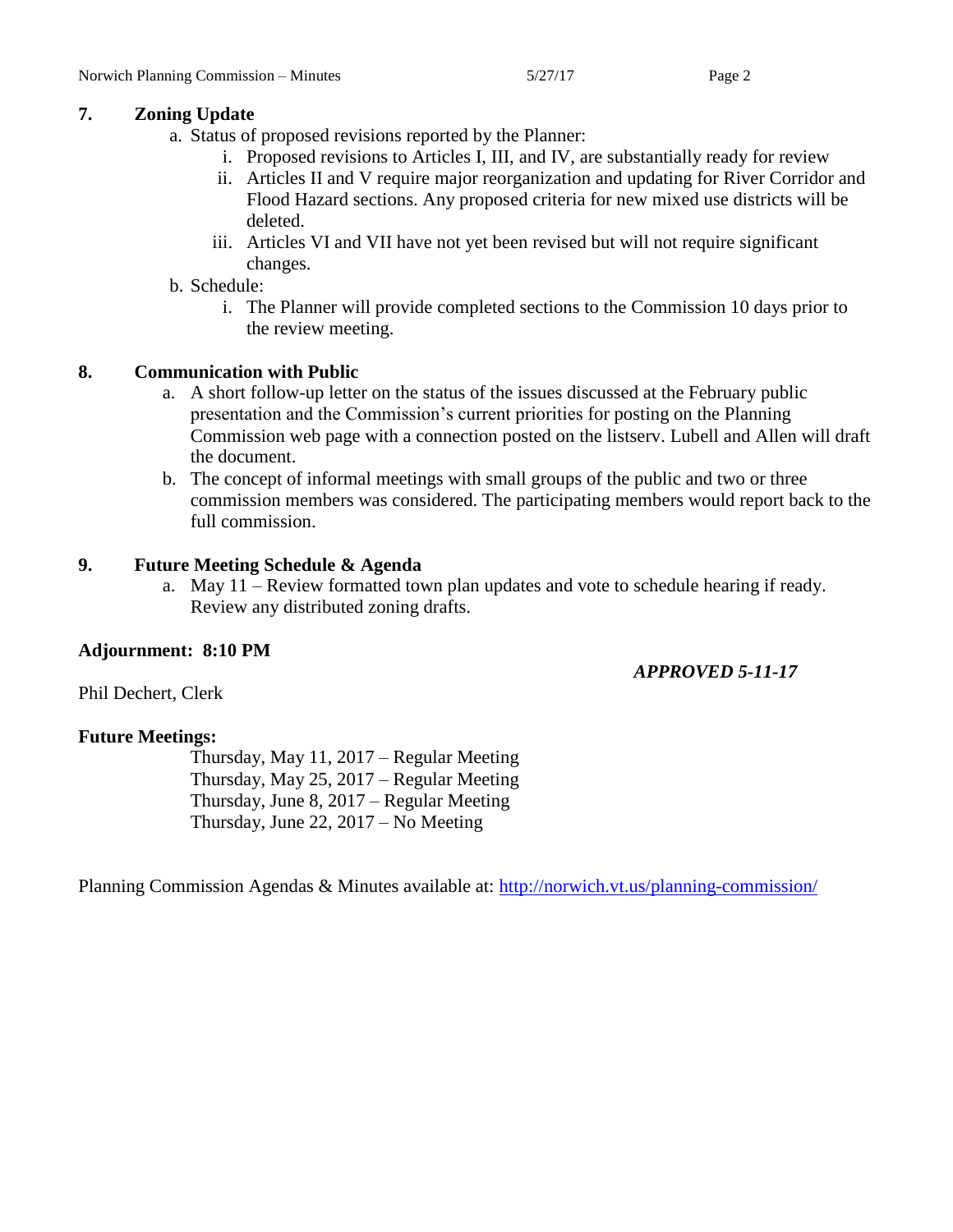## 7. Zoning Update

a. Status of proposed revisions reported by the Planner:
   i. Proposed revisions to Articles I, III, and IV, are substantially ready for review
   ii. Articles II and V require major reorganization and updating for River Corridor and Flood Hazard sections. Any proposed criteria for new mixed use districts will be deleted.
   iii. Articles VI and VII have not yet been revised but will not require significant changes.

b. Schedule:
   i. The Planner will provide completed sections to the Commission 10 days prior to the review meeting.

## 8. Communication with Public

a. A short follow-up letter on the status of the issues discussed at the February public presentation and the Commission's current priorities for posting on the Planning Commission web page with a connection posted on the listserv. Lubell and Allen will draft the document.

b. The concept of informal meetings with small groups of the public and two or three commission members was considered. The participating members would report back to the full commission.

## 9. Future Meeting Schedule & Agenda

a. May 11 – Review formatted town plan updates and vote to schedule hearing if ready. Review any distributed zoning drafts.

**Adjournment: 8:10 PM**

***APPROVED 5-11-17***

Phil Dechert, Clerk

**Future Meetings:**

Thursday, May 11, 2017 – Regular Meeting
Thursday, May 25, 2017 – Regular Meeting
Thursday, June 8, 2017 – Regular Meeting
Thursday, June 22, 2017 – No Meeting

Planning Commission Agendas & Minutes available at: [http://norwich.vt.us/planning-commission/](http://norwich.vt.us/planning-commission/)